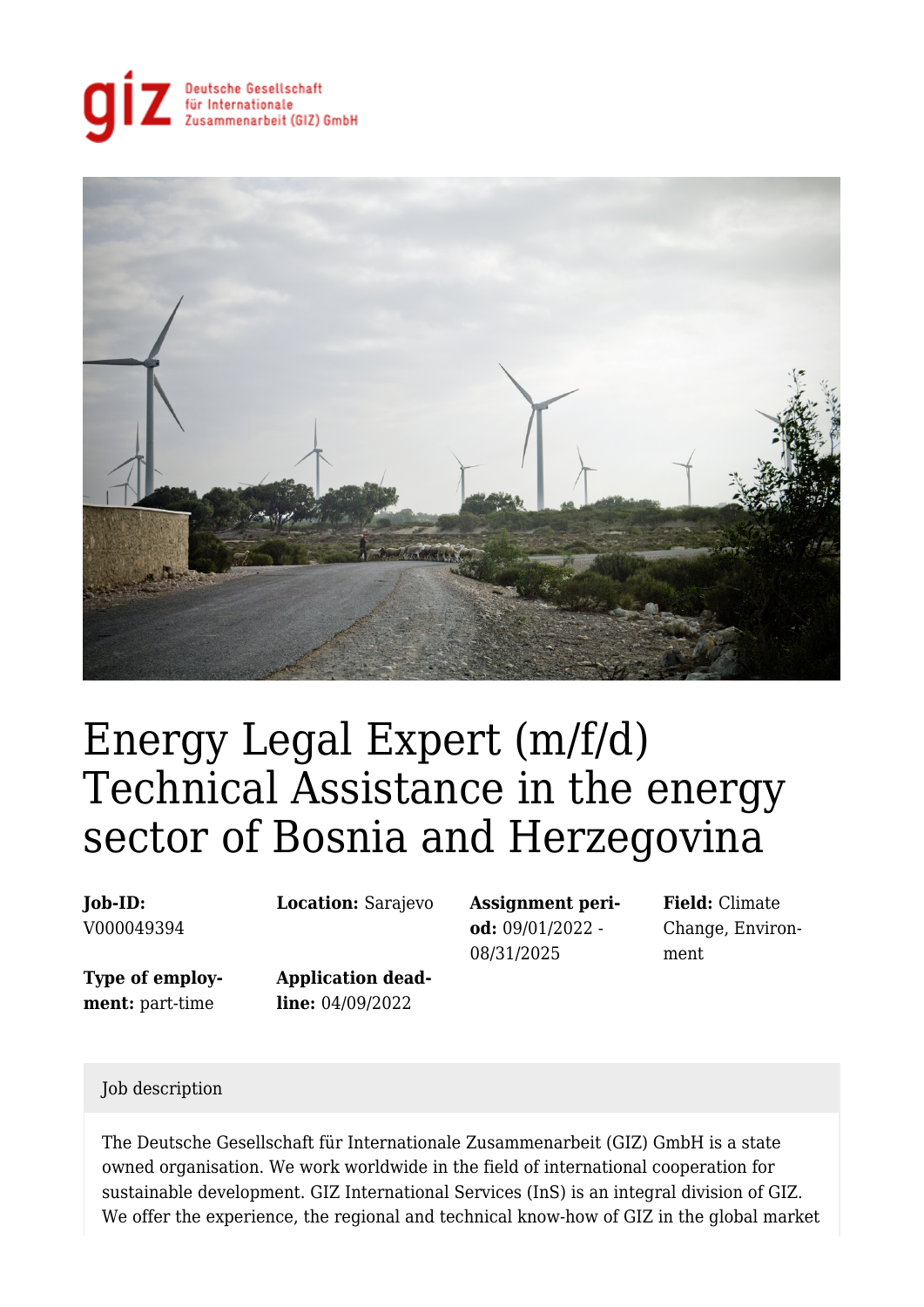# Energy Legal Expert (m/f/d) Technical Assistance in the energy sector of Bosnia and Herzegovina

**Job-ID:** V000049394

**Location:** Sarajevo

**Assignment period:** 09/01/2022 - 08/31/2025

**Field:** Climate Change, Environment

**Type of employment:** part-time

**Application deadline:** 04/09/2022

## Job description

The Deutsche Gesellschaft für Internationale Zusammenarbeit (GIZ) GmbH is a state owned organisation. We work worldwide in the field of international cooperation for sustainable development. GIZ International Services (InS) is an integral division of GIZ. We offer the experience, the regional and technical know-how of GIZ in the global market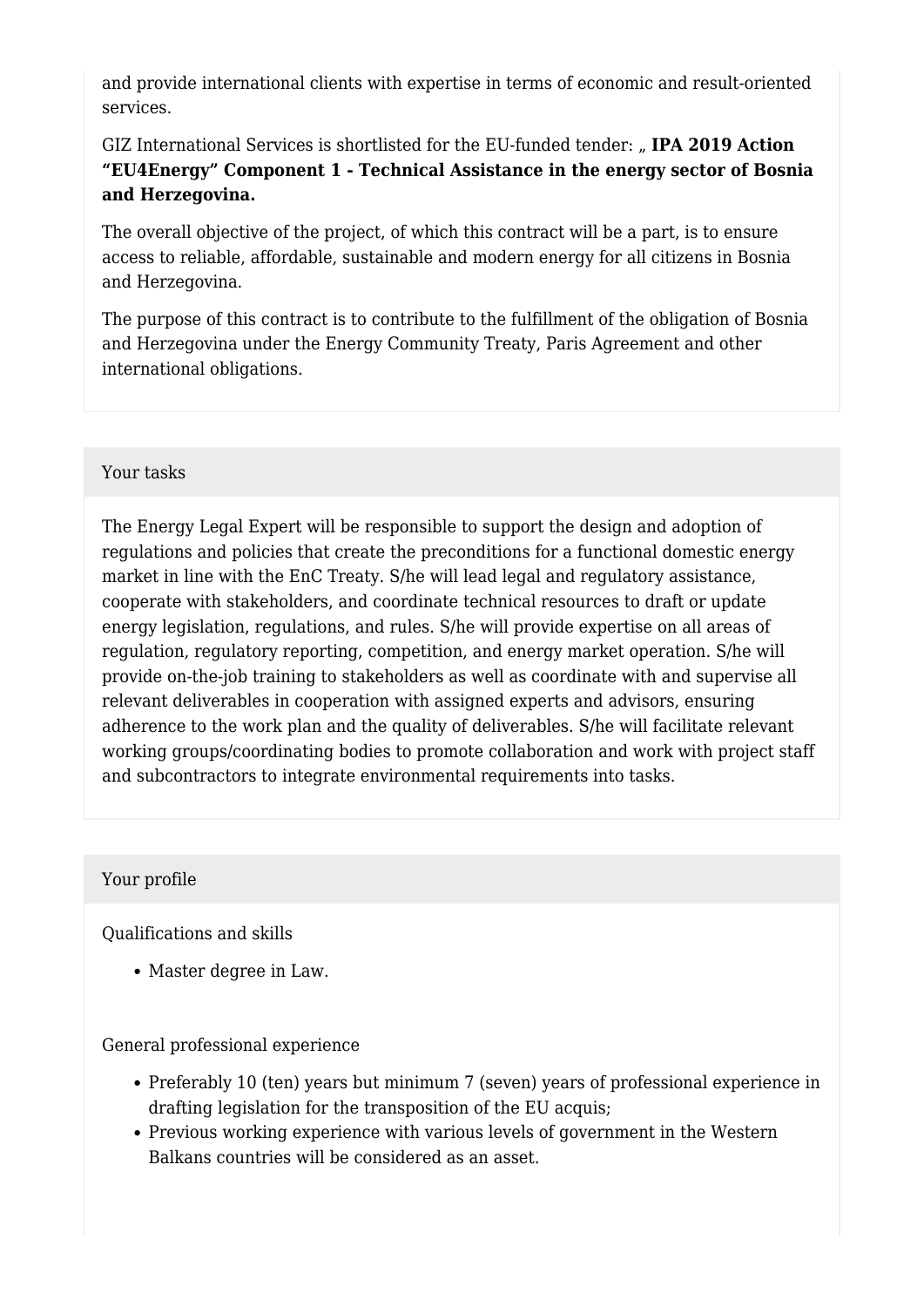and provide international clients with expertise in terms of economic and result-oriented services.

GIZ International Services is shortlisted for the EU-funded tender: „ **IPA 2019 Action "EU4Energy" Component 1 - Technical Assistance in the energy sector of Bosnia and Herzegovina.**

The overall objective of the project, of which this contract will be a part, is to ensure access to reliable, affordable, sustainable and modern energy for all citizens in Bosnia and Herzegovina.

The purpose of this contract is to contribute to the fulfillment of the obligation of Bosnia and Herzegovina under the Energy Community Treaty, Paris Agreement and other international obligations.

## Your tasks

The Energy Legal Expert will be responsible to support the design and adoption of regulations and policies that create the preconditions for a functional domestic energy market in line with the EnC Treaty. S/he will lead legal and regulatory assistance, cooperate with stakeholders, and coordinate technical resources to draft or update energy legislation, regulations, and rules. S/he will provide expertise on all areas of regulation, regulatory reporting, competition, and energy market operation. S/he will provide on-the-job training to stakeholders as well as coordinate with and supervise all relevant deliverables in cooperation with assigned experts and advisors, ensuring adherence to the work plan and the quality of deliverables. S/he will facilitate relevant working groups/coordinating bodies to promote collaboration and work with project staff and subcontractors to integrate environmental requirements into tasks.

## Your profile

Qualifications and skills

- Master degree in Law.

General professional experience

- Preferably 10 (ten) years but minimum 7 (seven) years of professional experience in drafting legislation for the transposition of the EU acquis;
- Previous working experience with various levels of government in the Western Balkans countries will be considered as an asset.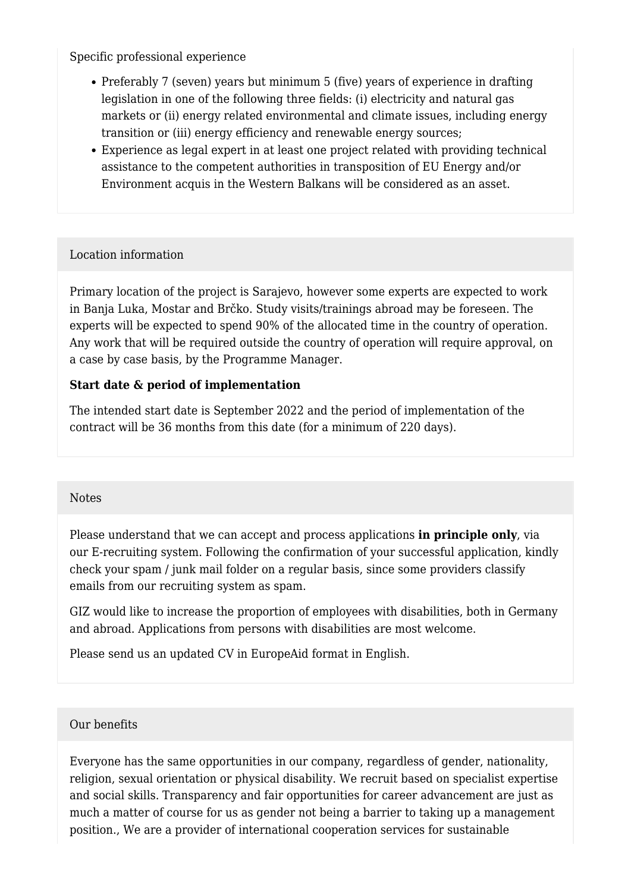Specific professional experience

- Preferably 7 (seven) years but minimum 5 (five) years of experience in drafting legislation in one of the following three fields: (i) electricity and natural gas markets or (ii) energy related environmental and climate issues, including energy transition or (iii) energy efficiency and renewable energy sources;
- Experience as legal expert in at least one project related with providing technical assistance to the competent authorities in transposition of EU Energy and/or Environment acquis in the Western Balkans will be considered as an asset.

## Location information

Primary location of the project is Sarajevo, however some experts are expected to work in Banja Luka, Mostar and Brčko. Study visits/trainings abroad may be foreseen. The experts will be expected to spend 90% of the allocated time in the country of operation. Any work that will be required outside the country of operation will require approval, on a case by case basis, by the Programme Manager.

**Start date & period of implementation**

The intended start date is September 2022 and the period of implementation of the contract will be 36 months from this date (for a minimum of 220 days).

## Notes

Please understand that we can accept and process applications **in principle only**, via our E-recruiting system. Following the confirmation of your successful application, kindly check your spam / junk mail folder on a regular basis, since some providers classify emails from our recruiting system as spam.

GIZ would like to increase the proportion of employees with disabilities, both in Germany and abroad. Applications from persons with disabilities are most welcome.

Please send us an updated CV in EuropeAid format in English.

## Our benefits

Everyone has the same opportunities in our company, regardless of gender, nationality, religion, sexual orientation or physical disability. We recruit based on specialist expertise and social skills. Transparency and fair opportunities for career advancement are just as much a matter of course for us as gender not being a barrier to taking up a management position., We are a provider of international cooperation services for sustainable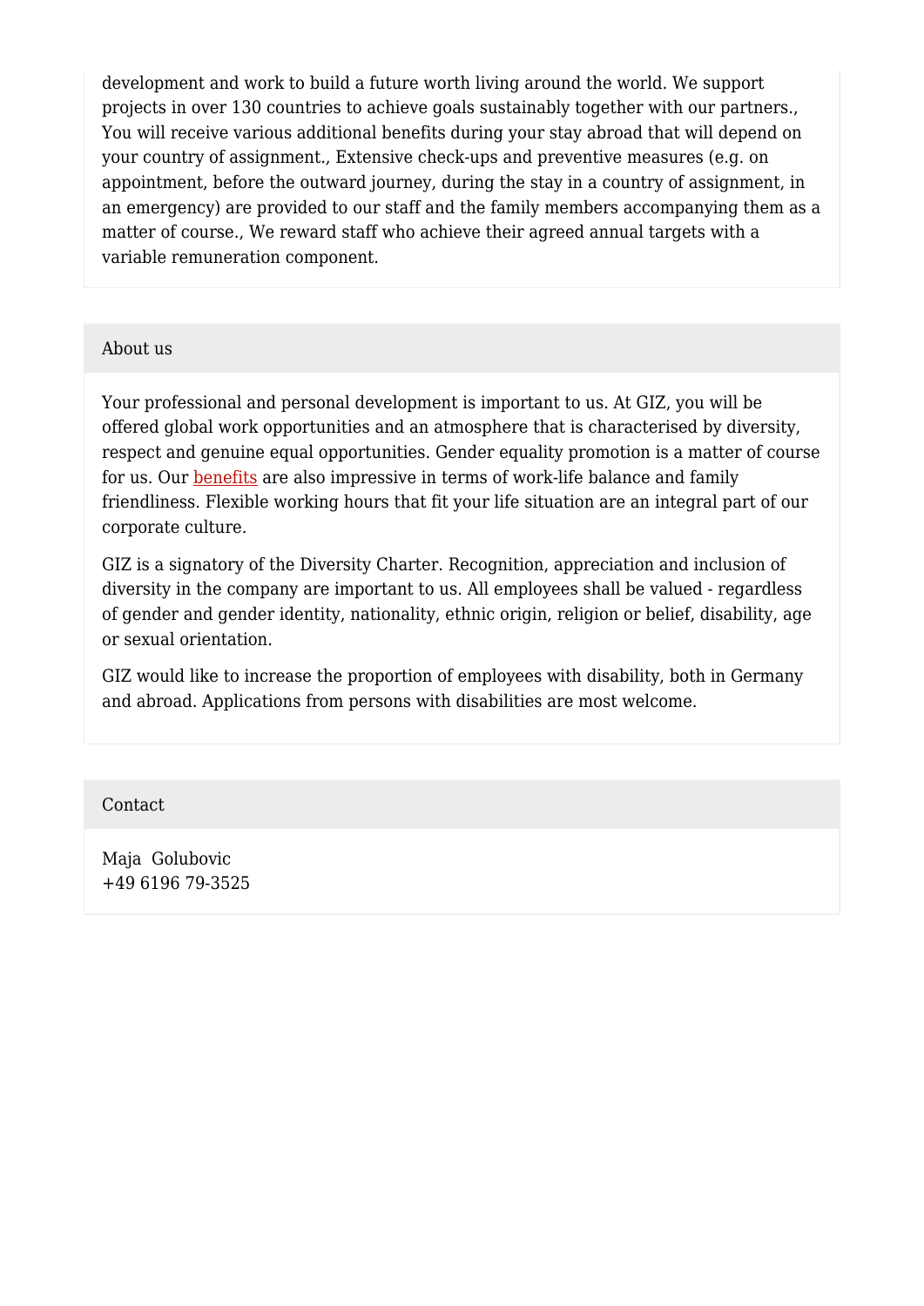development and work to build a future worth living around the world. We support projects in over 130 countries to achieve goals sustainably together with our partners., You will receive various additional benefits during your stay abroad that will depend on your country of assignment., Extensive check-ups and preventive measures (e.g. on appointment, before the outward journey, during the stay in a country of assignment, in an emergency) are provided to our staff and the family members accompanying them as a matter of course., We reward staff who achieve their agreed annual targets with a variable remuneration component.

## About us

Your professional and personal development is important to us. At GIZ, you will be offered global work opportunities and an atmosphere that is characterised by diversity, respect and genuine equal opportunities. Gender equality promotion is a matter of course for us. Our benefits are also impressive in terms of work-life balance and family friendliness. Flexible working hours that fit your life situation are an integral part of our corporate culture.

GIZ is a signatory of the Diversity Charter. Recognition, appreciation and inclusion of diversity in the company are important to us. All employees shall be valued - regardless of gender and gender identity, nationality, ethnic origin, religion or belief, disability, age or sexual orientation.

GIZ would like to increase the proportion of employees with disability, both in Germany and abroad. Applications from persons with disabilities are most welcome.

## Contact

Maja Golubovic
+49 6196 79-3525